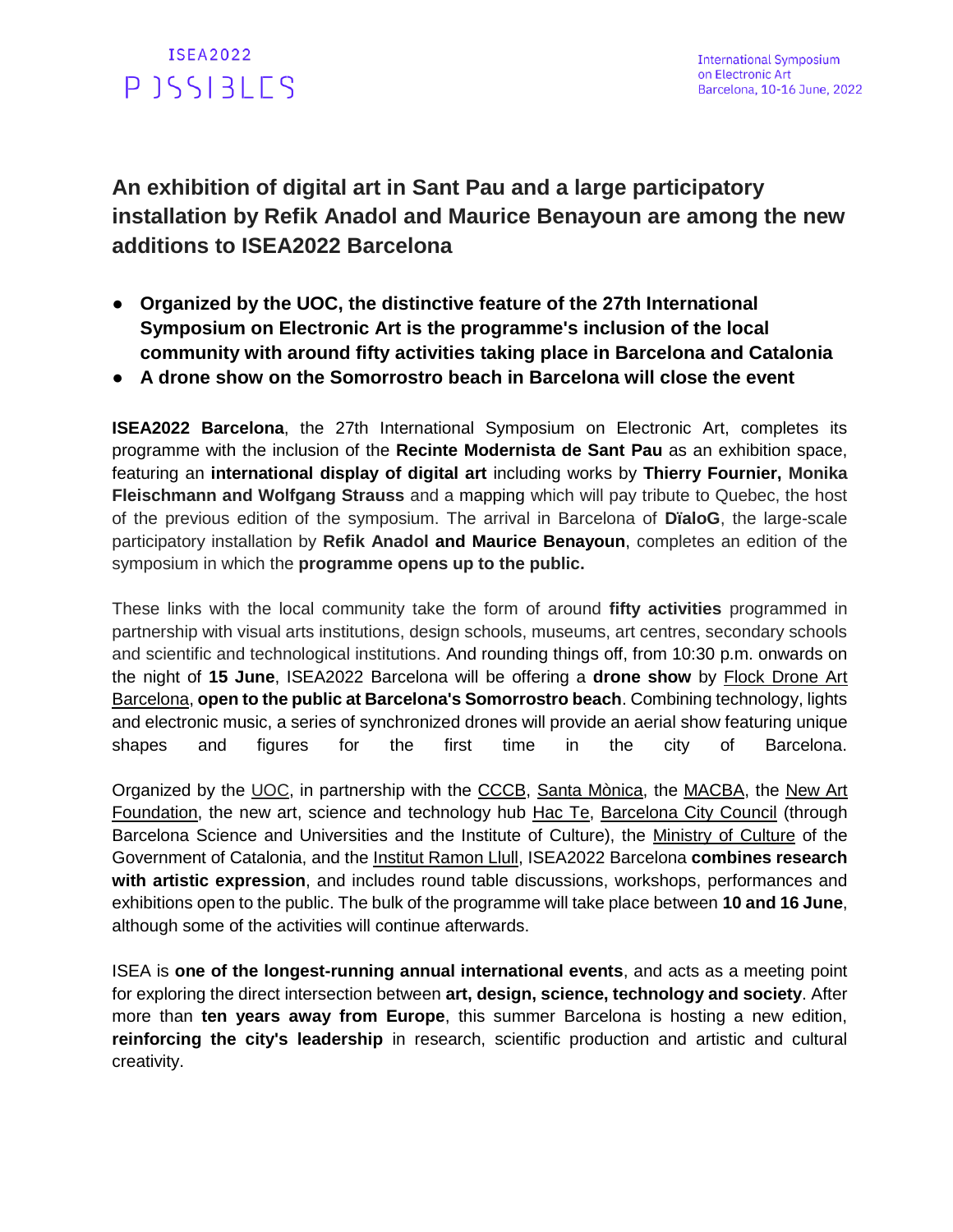# An exhibition of digital art in Sant Pau and a large participatory installation by Refik Anadol and Maurice Benayoun are among the new additions to ISEA2022 Barcelona

- **Organized by the UOC, the distinctive feature of the 27th International Symposium on Electronic Art is the programme's inclusion of the local community with around fifty activities taking place in Barcelona and Catalonia**
- **A drone show on the Somorrostro beach in Barcelona will close the event**

**ISEA2022 Barcelona**, the 27th International Symposium on Electronic Art, completes its programme with the inclusion of the **Recinte Modernista de Sant Pau** as an exhibition space, featuring an **international display of digital art** including works by **Thierry Fournier, Monika Fleischmann and Wolfgang Strauss** and a mapping which will pay tribute to Quebec, the host of the previous edition of the symposium. The arrival in Barcelona of **DïaloG**, the large-scale participatory installation by **Refik Anadol and Maurice Benayoun**, completes an edition of the symposium in which the **programme opens up to the public.**

These links with the local community take the form of around **fifty activities** programmed in partnership with visual arts institutions, design schools, museums, art centres, secondary schools and scientific and technological institutions. And rounding things off, from 10:30 p.m. onwards on the night of **15 June**, ISEA2022 Barcelona will be offering a **drone show** by Flock Drone Art Barcelona, **open to the public at Barcelona's Somorrostro beach**. Combining technology, lights and electronic music, a series of synchronized drones will provide an aerial show featuring unique shapes and figures for the first time in the city of Barcelona.

Organized by the UOC, in partnership with the CCCB, Santa Mònica, the MACBA, the New Art Foundation, the new art, science and technology hub Hac Te, Barcelona City Council (through Barcelona Science and Universities and the Institute of Culture), the Ministry of Culture of the Government of Catalonia, and the Institut Ramon Llull, ISEA2022 Barcelona **combines research with artistic expression**, and includes round table discussions, workshops, performances and exhibitions open to the public. The bulk of the programme will take place between **10 and 16 June**, although some of the activities will continue afterwards.

ISEA is **one of the longest-running annual international events**, and acts as a meeting point for exploring the direct intersection between **art, design, science, technology and society**. After more than **ten years away from Europe**, this summer Barcelona is hosting a new edition, **reinforcing the city's leadership** in research, scientific production and artistic and cultural creativity.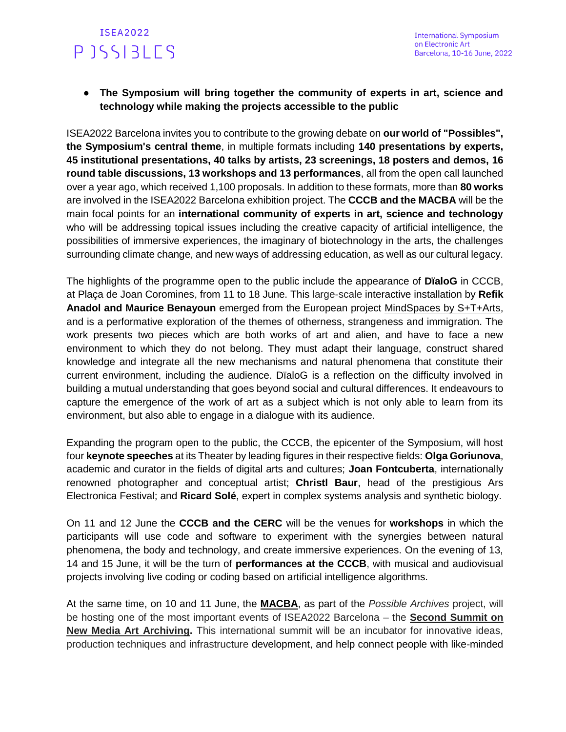- **The Symposium will bring together the community of experts in art, science and technology while making the projects accessible to the public**

ISEA2022 Barcelona invites you to contribute to the growing debate on **our world of "Possibles", the Symposium's central theme**, in multiple formats including **140 presentations by experts, 45 institutional presentations, 40 talks by artists, 23 screenings, 18 posters and demos, 16 round table discussions, 13 workshops and 13 performances**, all from the open call launched over a year ago, which received 1,100 proposals. In addition to these formats, more than **80 works** are involved in the ISEA2022 Barcelona exhibition project. The **CCCB and the MACBA** will be the main focal points for an **international community of experts in art, science and technology** who will be addressing topical issues including the creative capacity of artificial intelligence, the possibilities of immersive experiences, the imaginary of biotechnology in the arts, the challenges surrounding climate change, and new ways of addressing education, as well as our cultural legacy.

The highlights of the programme open to the public include the appearance of **DïaloG** in CCCB, at Plaça de Joan Coromines, from 11 to 18 June. This large-scale interactive installation by **Refik Anadol and Maurice Benayoun** emerged from the European project MindSpaces by S+T+Arts, and is a performative exploration of the themes of otherness, strangeness and immigration. The work presents two pieces which are both works of art and alien, and have to face a new environment to which they do not belong. They must adapt their language, construct shared knowledge and integrate all the new mechanisms and natural phenomena that constitute their current environment, including the audience. DïaloG is a reflection on the difficulty involved in building a mutual understanding that goes beyond social and cultural differences. It endeavours to capture the emergence of the work of art as a subject which is not only able to learn from its environment, but also able to engage in a dialogue with its audience.

Expanding the program open to the public, the CCCB, the epicenter of the Symposium, will host four **keynote speeches** at its Theater by leading figures in their respective fields: **Olga Goriunova**, academic and curator in the fields of digital arts and cultures; **Joan Fontcuberta**, internationally renowned photographer and conceptual artist; **Christl Baur**, head of the prestigious Ars Electronica Festival; and **Ricard Solé**, expert in complex systems analysis and synthetic biology.

On 11 and 12 June the **CCCB and the CERC** will be the venues for **workshops** in which the participants will use code and software to experiment with the synergies between natural phenomena, the body and technology, and create immersive experiences. On the evening of 13, 14 and 15 June, it will be the turn of **performances at the CCCB**, with musical and audiovisual projects involving live coding or coding based on artificial intelligence algorithms.

At the same time, on 10 and 11 June, the **MACBA**, as part of the *Possible Archives* project, will be hosting one of the most important events of ISEA2022 Barcelona – the **Second Summit on New Media Art Archiving.** This international summit will be an incubator for innovative ideas, production techniques and infrastructure development, and help connect people with like-minded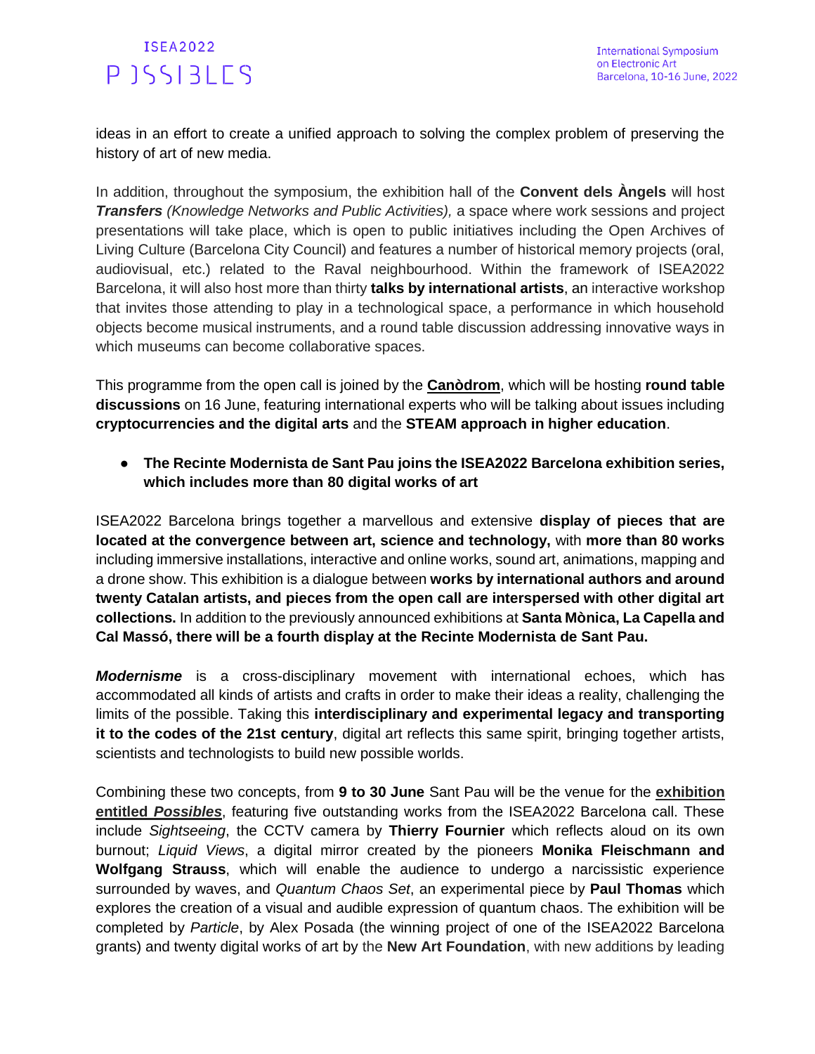ideas in an effort to create a unified approach to solving the complex problem of preserving the history of art of new media.

In addition, throughout the symposium, the exhibition hall of the **Convent dels Àngels** will host ***Transfers*** *(Knowledge Networks and Public Activities),* a space where work sessions and project presentations will take place, which is open to public initiatives including the Open Archives of Living Culture (Barcelona City Council) and features a number of historical memory projects (oral, audiovisual, etc.) related to the Raval neighbourhood. Within the framework of ISEA2022 Barcelona, it will also host more than thirty **talks by international artists**, an interactive workshop that invites those attending to play in a technological space, a performance in which household objects become musical instruments, and a round table discussion addressing innovative ways in which museums can become collaborative spaces.

This programme from the open call is joined by the **Canòdrom**, which will be hosting **round table discussions** on 16 June, featuring international experts who will be talking about issues including **cryptocurrencies and the digital arts** and the **STEAM approach in higher education**.

- **The Recinte Modernista de Sant Pau joins the ISEA2022 Barcelona exhibition series, which includes more than 80 digital works of art**

ISEA2022 Barcelona brings together a marvellous and extensive **display of pieces that are located at the convergence between art, science and technology,** with **more than 80 works** including immersive installations, interactive and online works, sound art, animations, mapping and a drone show. This exhibition is a dialogue between **works by international authors and around twenty Catalan artists, and pieces from the open call are interspersed with other digital art collections.** In addition to the previously announced exhibitions at **Santa Mònica, La Capella and Cal Massó, there will be a fourth display at the Recinte Modernista de Sant Pau.**

***Modernisme*** is a cross-disciplinary movement with international echoes, which has accommodated all kinds of artists and crafts in order to make their ideas a reality, challenging the limits of the possible. Taking this **interdisciplinary and experimental legacy and transporting it to the codes of the 21st century**, digital art reflects this same spirit, bringing together artists, scientists and technologists to build new possible worlds.

Combining these two concepts, from **9 to 30 June** Sant Pau will be the venue for the **exhibition entitled *Possibles***, featuring five outstanding works from the ISEA2022 Barcelona call. These include *Sightseeing*, the CCTV camera by **Thierry Fournier** which reflects aloud on its own burnout; *Liquid Views*, a digital mirror created by the pioneers **Monika Fleischmann and Wolfgang Strauss**, which will enable the audience to undergo a narcissistic experience surrounded by waves, and *Quantum Chaos Set*, an experimental piece by **Paul Thomas** which explores the creation of a visual and audible expression of quantum chaos. The exhibition will be completed by *Particle*, by Alex Posada (the winning project of one of the ISEA2022 Barcelona grants) and twenty digital works of art by the **New Art Foundation**, with new additions by leading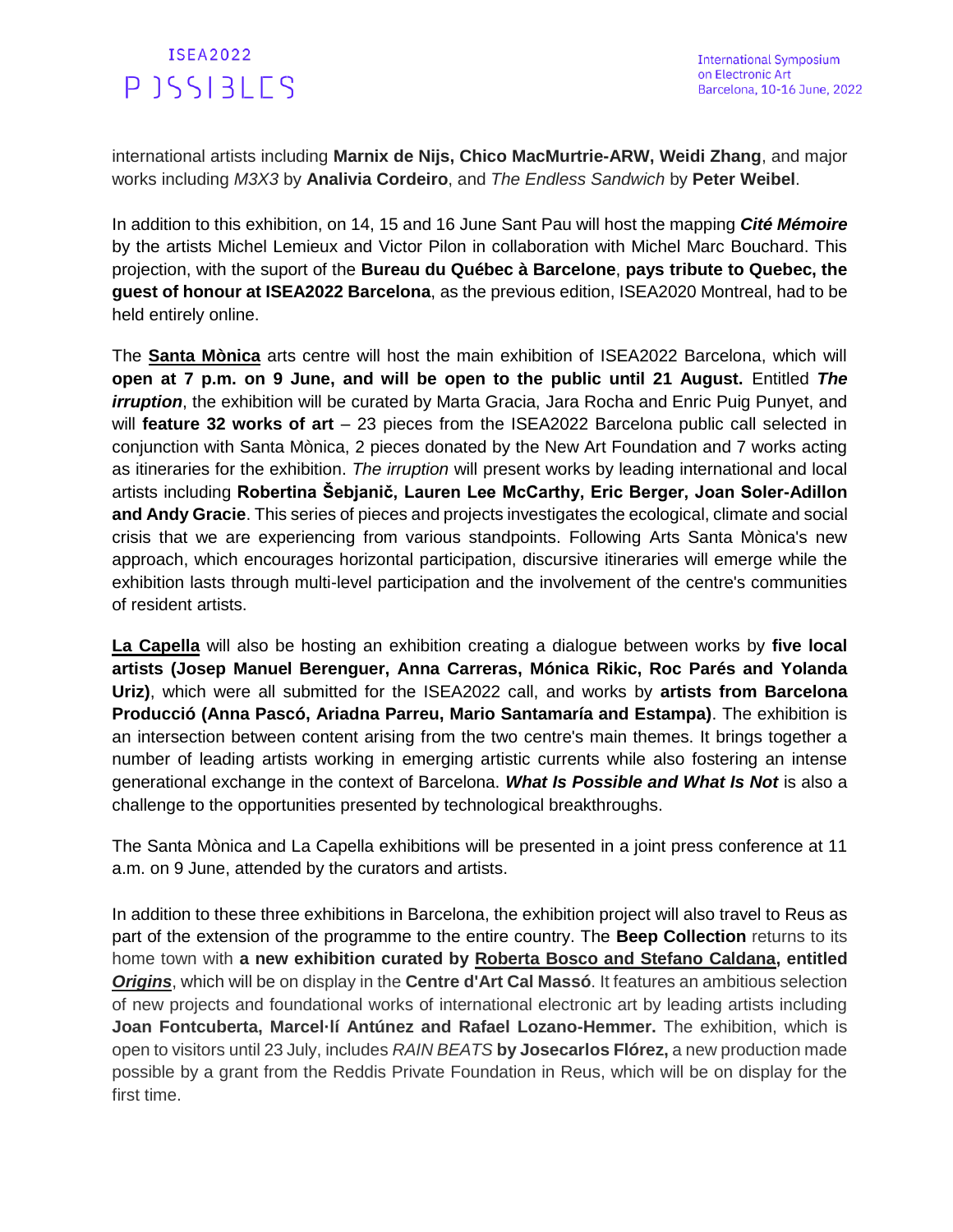international artists including **Marnix de Nijs, Chico MacMurtrie-ARW, Weidi Zhang**, and major works including *M3X3* by **Analivia Cordeiro**, and *The Endless Sandwich* by **Peter Weibel**.

In addition to this exhibition, on 14, 15 and 16 June Sant Pau will host the mapping ***Cité Mémoire*** by the artists Michel Lemieux and Victor Pilon in collaboration with Michel Marc Bouchard. This projection, with the suport of the **Bureau du Québec à Barcelone**, **pays tribute to Quebec, the guest of honour at ISEA2022 Barcelona**, as the previous edition, ISEA2020 Montreal, had to be held entirely online.

The **Santa Mònica** arts centre will host the main exhibition of ISEA2022 Barcelona, which will **open at 7 p.m. on 9 June, and will be open to the public until 21 August.** Entitled ***The irruption***, the exhibition will be curated by Marta Gracia, Jara Rocha and Enric Puig Punyet, and will **feature 32 works of art** – 23 pieces from the ISEA2022 Barcelona public call selected in conjunction with Santa Mònica, 2 pieces donated by the New Art Foundation and 7 works acting as itineraries for the exhibition. *The irruption* will present works by leading international and local artists including **Robertina Šebjanič, Lauren Lee McCarthy, Eric Berger, Joan Soler-Adillon and Andy Gracie**. This series of pieces and projects investigates the ecological, climate and social crisis that we are experiencing from various standpoints. Following Arts Santa Mònica's new approach, which encourages horizontal participation, discursive itineraries will emerge while the exhibition lasts through multi-level participation and the involvement of the centre's communities of resident artists.

**La Capella** will also be hosting an exhibition creating a dialogue between works by **five local artists (Josep Manuel Berenguer, Anna Carreras, Mónica Rikic, Roc Parés and Yolanda Uriz)**, which were all submitted for the ISEA2022 call, and works by **artists from Barcelona Producció (Anna Pascó, Ariadna Parreu, Mario Santamaría and Estampa)**. The exhibition is an intersection between content arising from the two centre's main themes. It brings together a number of leading artists working in emerging artistic currents while also fostering an intense generational exchange in the context of Barcelona. ***What Is Possible and What Is Not*** is also a challenge to the opportunities presented by technological breakthroughs.

The Santa Mònica and La Capella exhibitions will be presented in a joint press conference at 11 a.m. on 9 June, attended by the curators and artists.

In addition to these three exhibitions in Barcelona, the exhibition project will also travel to Reus as part of the extension of the programme to the entire country. The **Beep Collection** returns to its home town with **a new exhibition curated by Roberta Bosco and Stefano Caldana, entitled *Origins***, which will be on display in the **Centre d'Art Cal Massó**. It features an ambitious selection of new projects and foundational works of international electronic art by leading artists including **Joan Fontcuberta, Marcel·lí Antúnez and Rafael Lozano-Hemmer.** The exhibition, which is open to visitors until 23 July, includes *RAIN BEATS* **by Josecarlos Flórez,** a new production made possible by a grant from the Reddis Private Foundation in Reus, which will be on display for the first time.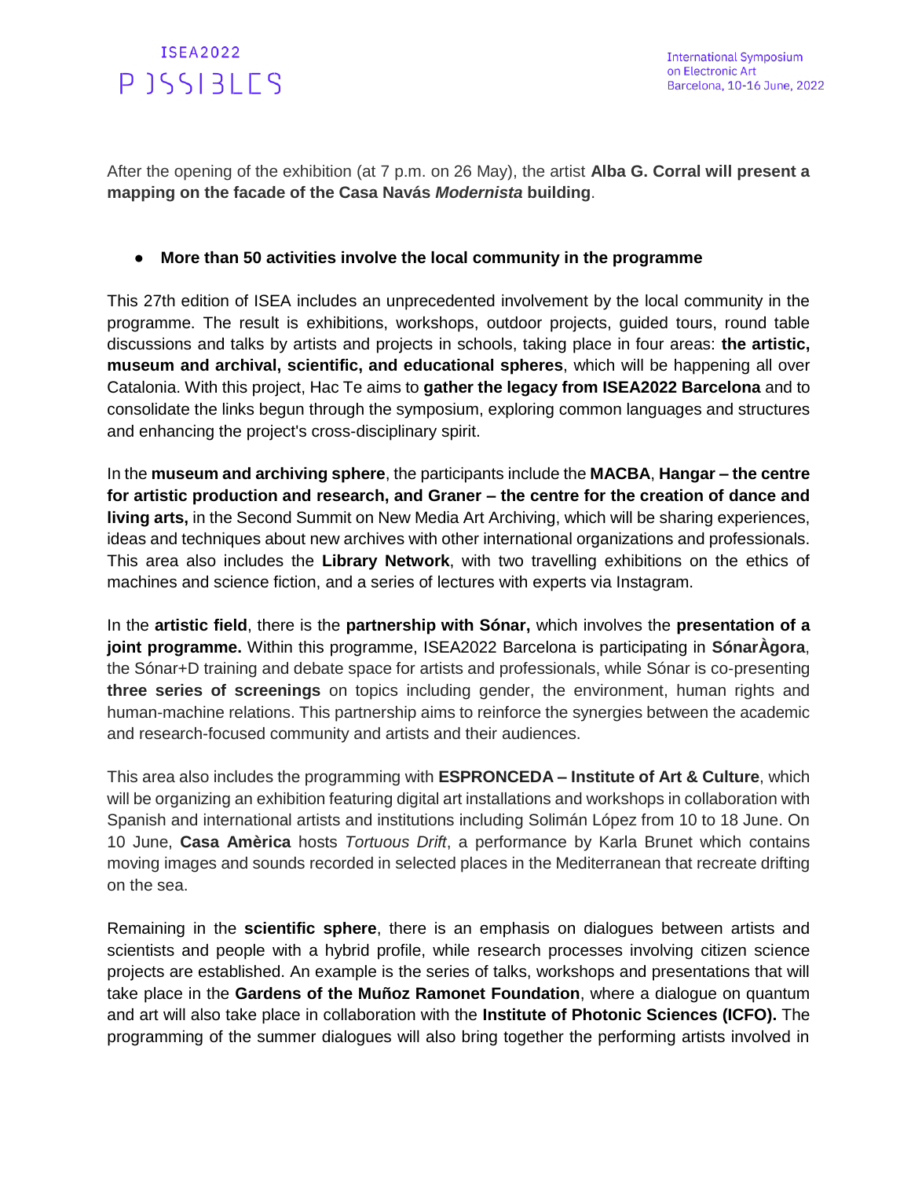After the opening of the exhibition (at 7 p.m. on 26 May), the artist **Alba G. Corral will present a mapping on the facade of the Casa Navás *Modernista* building**.

- **More than 50 activities involve the local community in the programme**

This 27th edition of ISEA includes an unprecedented involvement by the local community in the programme. The result is exhibitions, workshops, outdoor projects, guided tours, round table discussions and talks by artists and projects in schools, taking place in four areas: **the artistic, museum and archival, scientific, and educational spheres**, which will be happening all over Catalonia. With this project, Hac Te aims to **gather the legacy from ISEA2022 Barcelona** and to consolidate the links begun through the symposium, exploring common languages and structures and enhancing the project's cross-disciplinary spirit.

In the **museum and archiving sphere**, the participants include the **MACBA**, **Hangar – the centre for artistic production and research, and Graner – the centre for the creation of dance and living arts,** in the Second Summit on New Media Art Archiving, which will be sharing experiences, ideas and techniques about new archives with other international organizations and professionals. This area also includes the **Library Network**, with two travelling exhibitions on the ethics of machines and science fiction, and a series of lectures with experts via Instagram.

In the **artistic field**, there is the **partnership with Sónar,** which involves the **presentation of a joint programme.** Within this programme, ISEA2022 Barcelona is participating in **SónarÀgora**, the Sónar+D training and debate space for artists and professionals, while Sónar is co-presenting **three series of screenings** on topics including gender, the environment, human rights and human-machine relations. This partnership aims to reinforce the synergies between the academic and research-focused community and artists and their audiences.

This area also includes the programming with **ESPRONCEDA – Institute of Art & Culture**, which will be organizing an exhibition featuring digital art installations and workshops in collaboration with Spanish and international artists and institutions including Solimán López from 10 to 18 June. On 10 June, **Casa Amèrica** hosts *Tortuous Drift*, a performance by Karla Brunet which contains moving images and sounds recorded in selected places in the Mediterranean that recreate drifting on the sea.

Remaining in the **scientific sphere**, there is an emphasis on dialogues between artists and scientists and people with a hybrid profile, while research processes involving citizen science projects are established. An example is the series of talks, workshops and presentations that will take place in the **Gardens of the Muñoz Ramonet Foundation**, where a dialogue on quantum and art will also take place in collaboration with the **Institute of Photonic Sciences (ICFO).** The programming of the summer dialogues will also bring together the performing artists involved in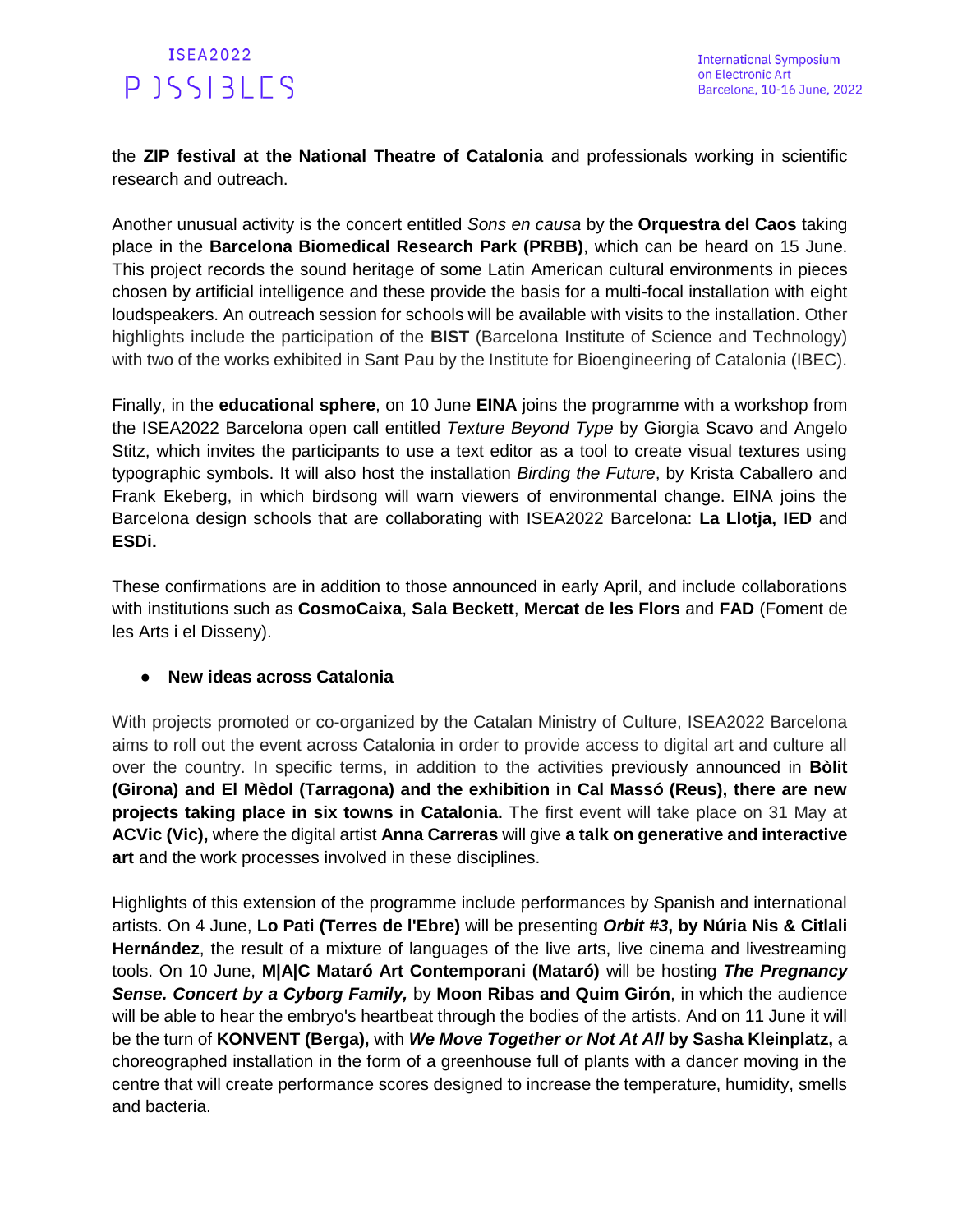the **ZIP festival at the National Theatre of Catalonia** and professionals working in scientific research and outreach.

Another unusual activity is the concert entitled *Sons en causa* by the **Orquestra del Caos** taking place in the **Barcelona Biomedical Research Park (PRBB)**, which can be heard on 15 June. This project records the sound heritage of some Latin American cultural environments in pieces chosen by artificial intelligence and these provide the basis for a multi-focal installation with eight loudspeakers. An outreach session for schools will be available with visits to the installation. Other highlights include the participation of the **BIST** (Barcelona Institute of Science and Technology) with two of the works exhibited in Sant Pau by the Institute for Bioengineering of Catalonia (IBEC).

Finally, in the **educational sphere**, on 10 June **EINA** joins the programme with a workshop from the ISEA2022 Barcelona open call entitled *Texture Beyond Type* by Giorgia Scavo and Angelo Stitz, which invites the participants to use a text editor as a tool to create visual textures using typographic symbols. It will also host the installation *Birding the Future*, by Krista Caballero and Frank Ekeberg, in which birdsong will warn viewers of environmental change. EINA joins the Barcelona design schools that are collaborating with ISEA2022 Barcelona: **La Llotja, IED** and **ESDi.**

These confirmations are in addition to those announced in early April, and include collaborations with institutions such as **CosmoCaixa**, **Sala Beckett**, **Mercat de les Flors** and **FAD** (Foment de les Arts i el Disseny).

- **New ideas across Catalonia**

With projects promoted or co-organized by the Catalan Ministry of Culture, ISEA2022 Barcelona aims to roll out the event across Catalonia in order to provide access to digital art and culture all over the country. In specific terms, in addition to the activities previously announced in **Bòlit (Girona) and El Mèdol (Tarragona) and the exhibition in Cal Massó (Reus), there are new projects taking place in six towns in Catalonia.** The first event will take place on 31 May at **ACVic (Vic),** where the digital artist **Anna Carreras** will give **a talk on generative and interactive art** and the work processes involved in these disciplines.

Highlights of this extension of the programme include performances by Spanish and international artists. On 4 June, **Lo Pati (Terres de l'Ebre)** will be presenting ***Orbit #3*, by Núria Nis & Citlali Hernández**, the result of a mixture of languages of the live arts, live cinema and livestreaming tools. On 10 June, **M|A|C Mataró Art Contemporani (Mataró)** will be hosting ***The Pregnancy Sense. Concert by a Cyborg Family,*** by **Moon Ribas and Quim Girón**, in which the audience will be able to hear the embryo's heartbeat through the bodies of the artists. And on 11 June it will be the turn of **KONVENT (Berga),** with ***We Move Together or Not At All* by Sasha Kleinplatz,** a choreographed installation in the form of a greenhouse full of plants with a dancer moving in the centre that will create performance scores designed to increase the temperature, humidity, smells and bacteria.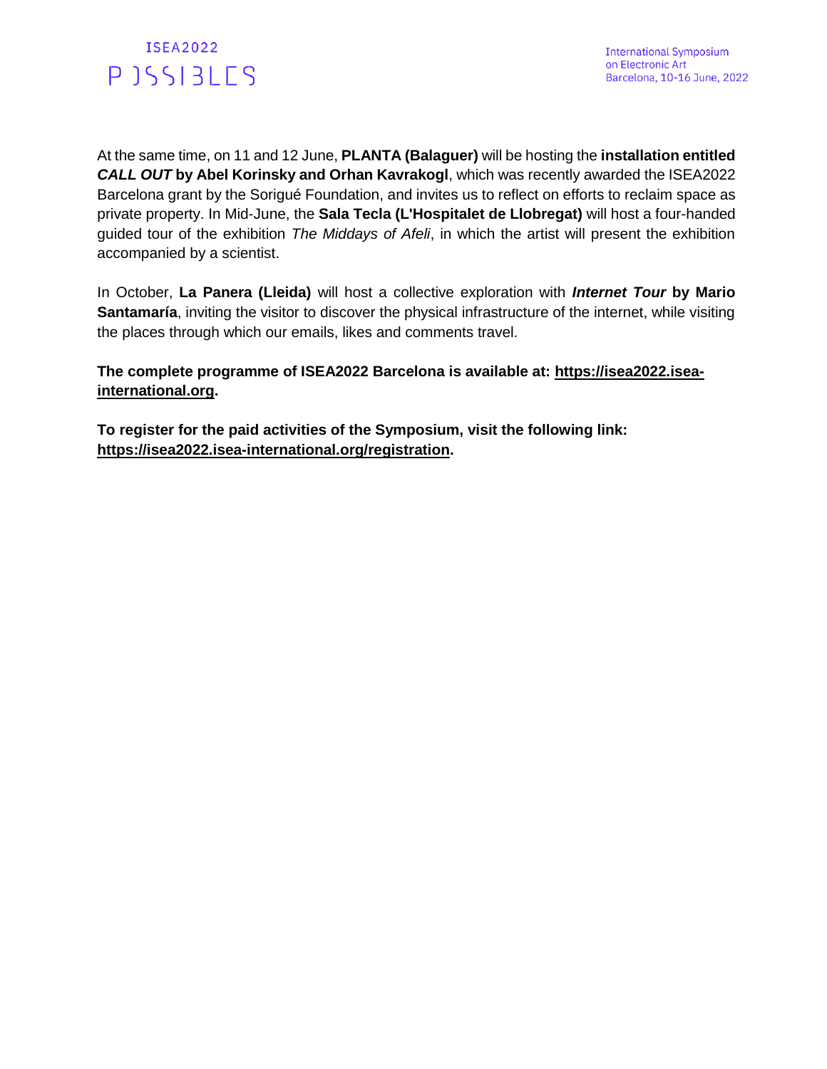At the same time, on 11 and 12 June, **PLANTA (Balaguer)** will be hosting the **installation entitled *CALL OUT* by Abel Korinsky and Orhan Kavrakogl**, which was recently awarded the ISEA2022 Barcelona grant by the Sorigué Foundation, and invites us to reflect on efforts to reclaim space as private property. In Mid-June, the **Sala Tecla (L'Hospitalet de Llobregat)** will host a four-handed guided tour of the exhibition *The Middays of Afeli*, in which the artist will present the exhibition accompanied by a scientist.

In October, **La Panera (Lleida)** will host a collective exploration with ***Internet Tour* by Mario Santamaría**, inviting the visitor to discover the physical infrastructure of the internet, while visiting the places through which our emails, likes and comments travel.

**The complete programme of ISEA2022 Barcelona is available at: https://isea2022.isea-international.org.**

**To register for the paid activities of the Symposium, visit the following link: https://isea2022.isea-international.org/registration.**